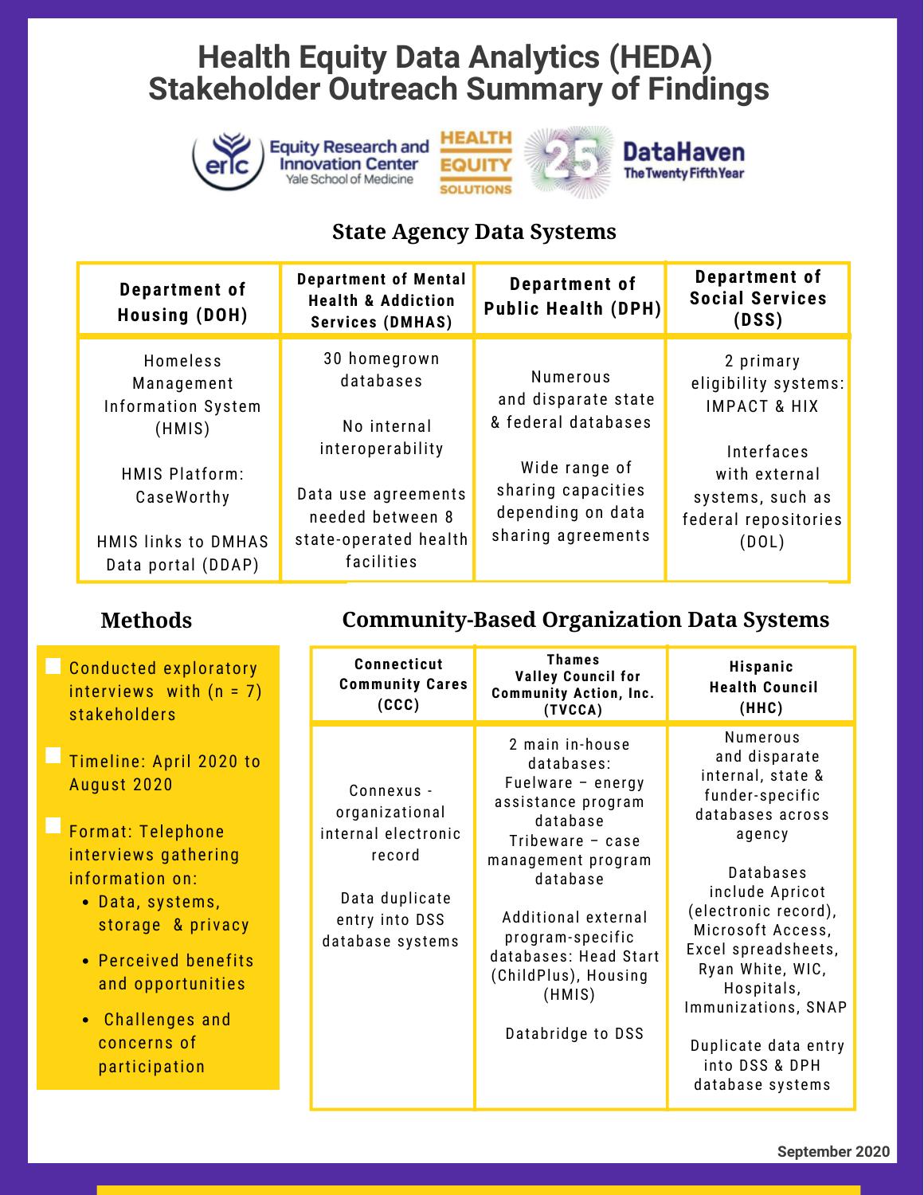# Health Equity Data Analytics (HEDA) Stakeholder Outreach Summary of Findings

Equity Research and Innovation Center, Yale School of Medicine | Health Equity Solutions | DataHaven The Twenty Fifth Year

## State Agency Data Systems

| Department of Housing (DOH) | Department of Mental Health & Addiction Services (DMHAS) | Department of Public Health (DPH) | Department of Social Services (DSS) |
|---|---|---|---|
| Homeless Management Information System (HMIS)<br><br>HMIS Platform: CaseWorthy<br><br>HMIS links to DMHAS Data portal (DDAP) | 30 homegrown databases<br><br>No internal interoperability<br><br>Data use agreements needed between 8 state-operated health facilities | Numerous and disparate state & federal databases<br><br>Wide range of sharing capacities depending on data sharing agreements | 2 primary eligibility systems: IMPACT & HIX<br><br>Interfaces with external systems, such as federal repositories (DOL) |

## Methods

- Conducted exploratory interviews with (n = 7) stakeholders
- Timeline: April 2020 to August 2020
- Format: Telephone interviews gathering information on:
  - Data, systems, storage & privacy
  - Perceived benefits and opportunities
  - Challenges and concerns of participation

## Community-Based Organization Data Systems

| Connecticut Community Cares (CCC) | Thames Valley Council for Community Action, Inc. (TVCCA) | Hispanic Health Council (HHC) |
|---|---|---|
| Connexus - organizational internal electronic record<br><br>Data duplicate entry into DSS database systems | 2 main in-house databases: Fuelware – energy assistance program database Tribeware – case management program database<br><br>Additional external program-specific databases: Head Start (ChildPlus), Housing (HMIS)<br><br>Databridge to DSS | Numerous and disparate internal, state & funder-specific databases across agency<br><br>Databases include Apricot (electronic record), Microsoft Access, Excel spreadsheets, Ryan White, WIC, Hospitals, Immunizations, SNAP<br><br>Duplicate data entry into DSS & DPH database systems |

September 2020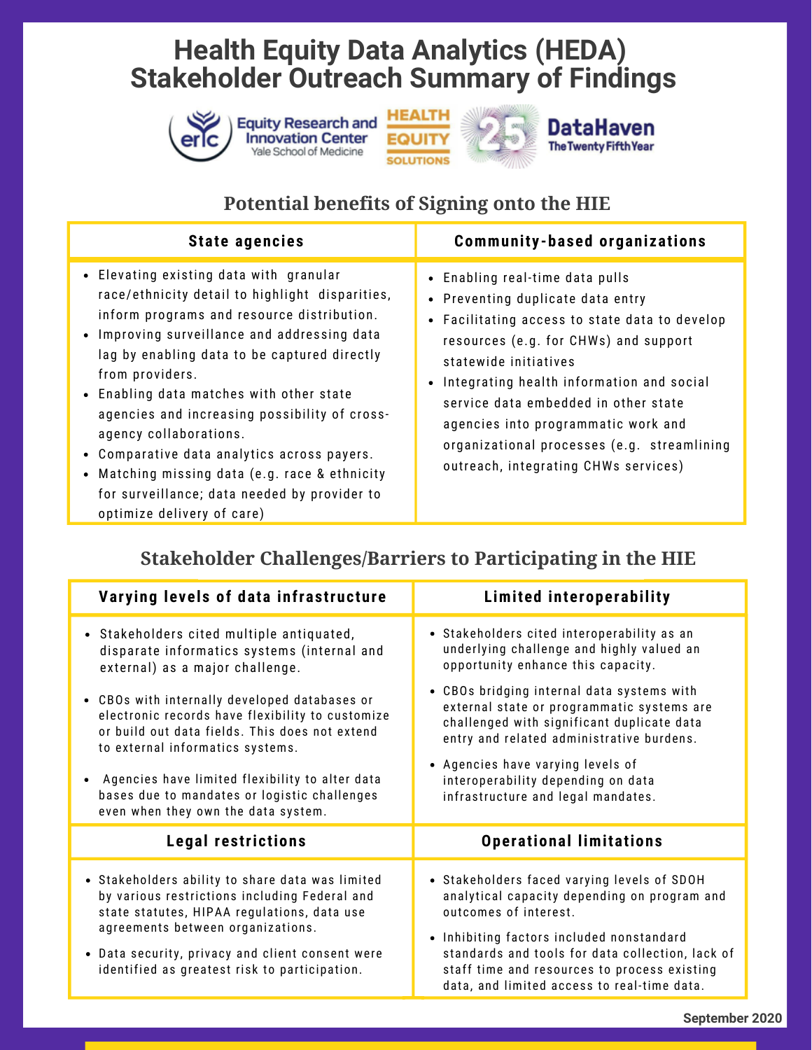# Health Equity Data Analytics (HEDA) Stakeholder Outreach Summary of Findings

## Potential benefits of Signing onto the HIE

| State agencies | Community-based organizations |
| --- | --- |
| • Elevating existing data with granular race/ethnicity detail to highlight disparities, inform programs and resource distribution.<br>• Improving surveillance and addressing data lag by enabling data to be captured directly from providers.<br>• Enabling data matches with other state agencies and increasing possibility of cross-agency collaborations.<br>• Comparative data analytics across payers.<br>• Matching missing data (e.g. race & ethnicity for surveillance; data needed by provider to optimize delivery of care) | • Enabling real-time data pulls<br>• Preventing duplicate data entry<br>• Facilitating access to state data to develop resources (e.g. for CHWs) and support statewide initiatives<br>• Integrating health information and social service data embedded in other state agencies into programmatic work and organizational processes (e.g. streamlining outreach, integrating CHWs services) |

## Stakeholder Challenges/Barriers to Participating in the HIE

| Varying levels of data infrastructure | Limited interoperability |
| --- | --- |
| • Stakeholders cited multiple antiquated, disparate informatics systems (internal and external) as a major challenge.<br>• CBOs with internally developed databases or electronic records have flexibility to customize or build out data fields. This does not extend to external informatics systems.<br>• Agencies have limited flexibility to alter data bases due to mandates or logistic challenges even when they own the data system. | • Stakeholders cited interoperability as an underlying challenge and highly valued an opportunity enhance this capacity.<br>• CBOs bridging internal data systems with external state or programmatic systems are challenged with significant duplicate data entry and related administrative burdens.<br>• Agencies have varying levels of interoperability depending on data infrastructure and legal mandates. |
| **Legal restrictions** | **Operational limitations** |
| • Stakeholders ability to share data was limited by various restrictions including Federal and state statutes, HIPAA regulations, data use agreements between organizations.<br>• Data security, privacy and client consent were identified as greatest risk to participation. | • Stakeholders faced varying levels of SDOH analytical capacity depending on program and outcomes of interest.<br>• Inhibiting factors included nonstandard standards and tools for data collection, lack of staff time and resources to process existing data, and limited access to real-time data. |

September 2020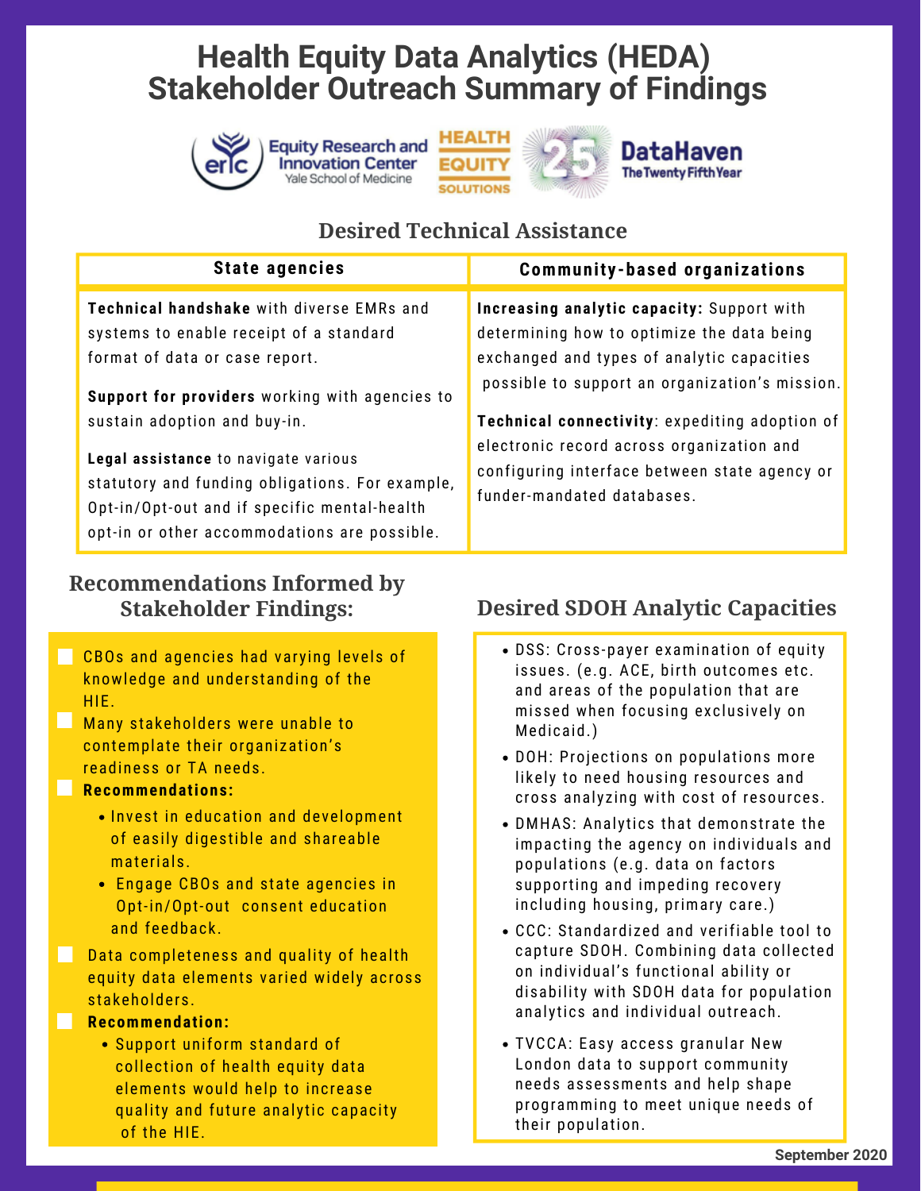# Health Equity Data Analytics (HEDA) Stakeholder Outreach Summary of Findings

## Desired Technical Assistance

| State agencies | Community-based organizations |
|---|---|
| **Technical handshake** with diverse EMRs and systems to enable receipt of a standard format of data or case report. <br><br> **Support for providers** working with agencies to sustain adoption and buy-in. <br><br> **Legal assistance** to navigate various statutory and funding obligations. For example, Opt-in/Opt-out and if specific mental-health opt-in or other accommodations are possible. | **Increasing analytic capacity:** Support with determining how to optimize the data being exchanged and types of analytic capacities possible to support an organization's mission. <br><br> **Technical connectivity**: expediting adoption of electronic record across organization and configuring interface between state agency or funder-mandated databases. |

## Recommendations Informed by Stakeholder Findings:

- CBOs and agencies had varying levels of knowledge and understanding of the HIE.
- Many stakeholders were unable to contemplate their organization's readiness or TA needs.
- **Recommendations:**
  - Invest in education and development of easily digestible and shareable materials.
  - Engage CBOs and state agencies in Opt-in/Opt-out consent education and feedback.
- Data completeness and quality of health equity data elements varied widely across stakeholders.
- **Recommendation:**
  - Support uniform standard of collection of health equity data elements would help to increase quality and future analytic capacity of the HIE.

## Desired SDOH Analytic Capacities

- DSS: Cross-payer examination of equity issues. (e.g. ACE, birth outcomes etc. and areas of the population that are missed when focusing exclusively on Medicaid.)
- DOH: Projections on populations more likely to need housing resources and cross analyzing with cost of resources.
- DMHAS: Analytics that demonstrate the impacting the agency on individuals and populations (e.g. data on factors supporting and impeding recovery including housing, primary care.)
- CCC: Standardized and verifiable tool to capture SDOH. Combining data collected on individual's functional ability or disability with SDOH data for population analytics and individual outreach.
- TVCCA: Easy access granular New London data to support community needs assessments and help shape programming to meet unique needs of their population.

September 2020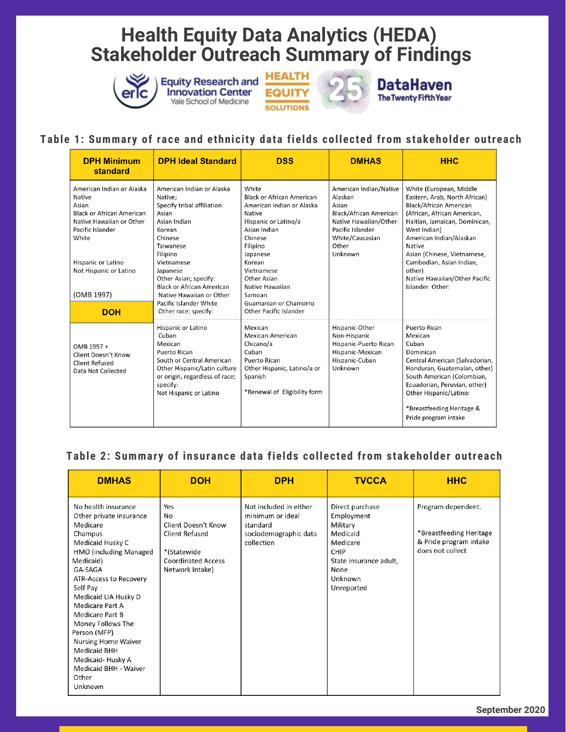# Health Equity Data Analytics (HEDA) Stakeholder Outreach Summary of Findings

Equity Research and Innovation Center, Yale School of Medicine | HEALTH EQUITY SOLUTIONS | DataHaven The Twenty Fifth Year

### Table 1: Summary of race and ethnicity data fields collected from stakeholder outreach

| DPH Minimum standard | DPH Ideal Standard | DSS | DMHAS | HHC |
|---|---|---|---|---|
| American Indian or Alaska Native<br>Asian<br>Black or African American<br>Native Hawaiian or Other Pacific Islander<br>White<br><br>Hispanic or Latino<br>Not Hispanic or Latino<br><br>(OMB 1997) | American Indian or Alaska Native;<br>Specify tribal affiliation:<br>Asian<br>Asian Indian<br>Korean<br>Chinese<br>Taiwanese<br>Filipino<br>Vietnamese<br>Japanese<br>Other Asian; specify:<br>Black or African American<br>Native Hawaiian or Other Pacific Islander White<br>Other race; specify: | White<br>Black or African American<br>American Indian or Alaska Native<br>Hispanic or Latino/a<br>Asian Indian<br>Chinese<br>Filipino<br>Japanese<br>Korean<br>Vietnamese<br>Other Asian<br>Native Hawaiian<br>Samoan<br>Guamanian or Chamorro<br>Other Pacific Islander | American Indian/Native Alaskan<br>Asian<br>Black/African American<br>Native Hawaiian/Other Pacific Islander<br>White/Caucasian<br>Other<br>Unknown | White (European, Middle Eastern, Arab, North African)<br>Black/African American (African, African American, Haitian, Jamaican, Dominican, West Indian)<br>American Indian/Alaskan Native<br>Asian (Chinese, Vietnamese, Cambodian, Asian Indian, other)<br>Native Hawaiian/Other Pacific Islander Other: |
| **DOH**<br><br>OMB 1997 +<br>Client Doesn't Know<br>Client Refused<br>Data Not Collected | Hispanic or Latino<br>Cuban<br>Mexican<br>Puerto Rican<br>South or Central American<br>Other Hispanic/Latin culture or origin, regardless of race; specify:<br>Not Hispanic or Latino | Mexican<br>Mexican-American<br>Chicano/a<br>Cuban<br>Puerto Rican<br>Other Hispanic, Latino/a or Spanish<br><br>*Renewal of Eligibility form | Hispanic-Other<br>Non-Hispanic<br>Hispanic-Puerto Rican<br>Hispanic-Mexican<br>Hispanic-Cuban<br>Unknown | Puerto Rican<br>Mexican<br>Cuban<br>Dominican<br>Central American (Salvadorian, Honduran, Guatemalan, other)<br>South American (Colombian, Ecuadorian, Peruvian, other)<br>Other Hispanic/Latino:<br><br>*Breastfeeding Heritage & Pride program intake |

### Table 2: Summary of insurance data fields collected from stakeholder outreach

| DMHAS | DOH | DPH | TVCCA | HHC |
|---|---|---|---|---|
| No health insurance<br>Other private insurance<br>Medicare<br>Champus<br>Medicaid Husky C<br>HMO (including Managed Medicaid)<br>GA-SAGA<br>ATR-Access to Recovery<br>Self Pay<br>Medicaid LIA Husky D<br>Medicare Part A<br>Medicare Part B<br>Money Follows The Person (MFP)<br>Nursing Home Waiver<br>Medicaid BHH<br>Medicaid- Husky A<br>Medicaid BHH - Waiver<br>Other<br>Unknown | Yes<br>No<br>Client Doesn't Know<br>Client Refused<br><br>*(Statewide Coordinated Access Network Intake) | Not included in either minimum or ideal standard sociodemographic data collection | Direct purchase<br>Employment<br>Military<br>Medicaid<br>Medicare<br>CHIP<br>State insurance adult,<br>None<br>Unknown<br>Unreported | Program dependent.<br><br>*Breastfeeding Heritage & Pride program intake does not collect |

September 2020